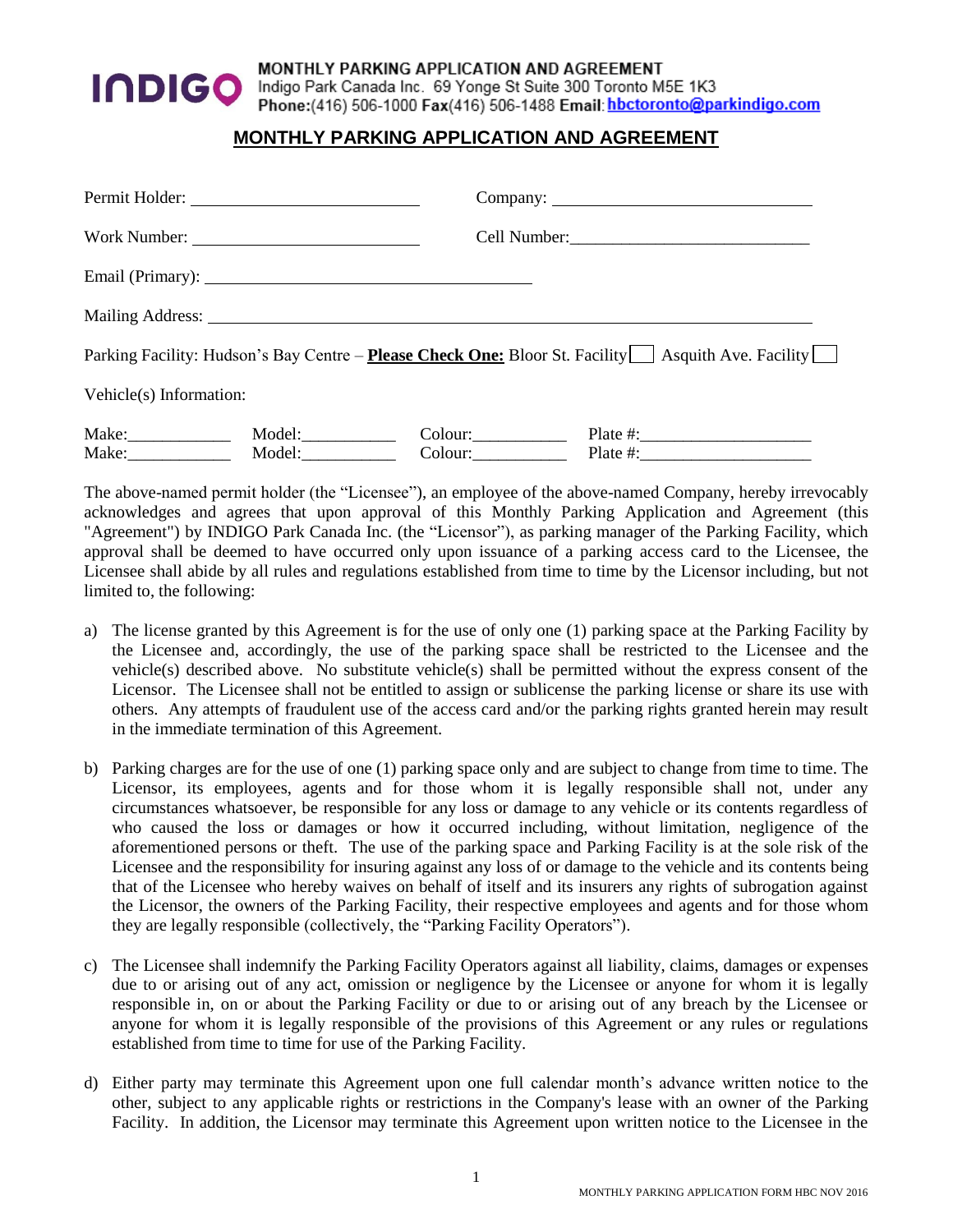**INDIGO** MONTHLY PARKING APPLICATION AND AGREEMENT
Indigo Park Canada Inc. 69 Yonge St Suite 300 Toronto M5E 1K3
**Phone:**(416) 506-1000 **Fax**(416) 506-1488 **Email**: hbctoronto@parkindigo.com

## MONTHLY PARKING APPLICATION AND AGREEMENT

Permit Holder: ____________________________ Company: ________________________________

Work Number: ____________________________ Cell Number: ____________________________

Email (Primary): ________________________________________

Mailing Address: ________________________________________________________________

Parking Facility: Hudson's Bay Centre – **Please Check One:** Bloor St. Facility ☐ Asquith Ave. Facility ☐

Vehicle(s) Information:

Make:____________ Model:___________ Colour:___________ Plate #:____________________
Make:____________ Model:___________ Colour:___________ Plate #:____________________

The above-named permit holder (the "Licensee"), an employee of the above-named Company, hereby irrevocably acknowledges and agrees that upon approval of this Monthly Parking Application and Agreement (this "Agreement") by INDIGO Park Canada Inc. (the "Licensor"), as parking manager of the Parking Facility, which approval shall be deemed to have occurred only upon issuance of a parking access card to the Licensee, the Licensee shall abide by all rules and regulations established from time to time by the Licensor including, but not limited to, the following:

a) The license granted by this Agreement is for the use of only one (1) parking space at the Parking Facility by the Licensee and, accordingly, the use of the parking space shall be restricted to the Licensee and the vehicle(s) described above. No substitute vehicle(s) shall be permitted without the express consent of the Licensor. The Licensee shall not be entitled to assign or sublicense the parking license or share its use with others. Any attempts of fraudulent use of the access card and/or the parking rights granted herein may result in the immediate termination of this Agreement.

b) Parking charges are for the use of one (1) parking space only and are subject to change from time to time. The Licensor, its employees, agents and for those whom it is legally responsible shall not, under any circumstances whatsoever, be responsible for any loss or damage to any vehicle or its contents regardless of who caused the loss or damages or how it occurred including, without limitation, negligence of the aforementioned persons or theft. The use of the parking space and Parking Facility is at the sole risk of the Licensee and the responsibility for insuring against any loss of or damage to the vehicle and its contents being that of the Licensee who hereby waives on behalf of itself and its insurers any rights of subrogation against the Licensor, the owners of the Parking Facility, their respective employees and agents and for those whom they are legally responsible (collectively, the "Parking Facility Operators").

c) The Licensee shall indemnify the Parking Facility Operators against all liability, claims, damages or expenses due to or arising out of any act, omission or negligence by the Licensee or anyone for whom it is legally responsible in, on or about the Parking Facility or due to or arising out of any breach by the Licensee or anyone for whom it is legally responsible of the provisions of this Agreement or any rules or regulations established from time to time for use of the Parking Facility.

d) Either party may terminate this Agreement upon one full calendar month's advance written notice to the other, subject to any applicable rights or restrictions in the Company's lease with an owner of the Parking Facility. In addition, the Licensor may terminate this Agreement upon written notice to the Licensee in the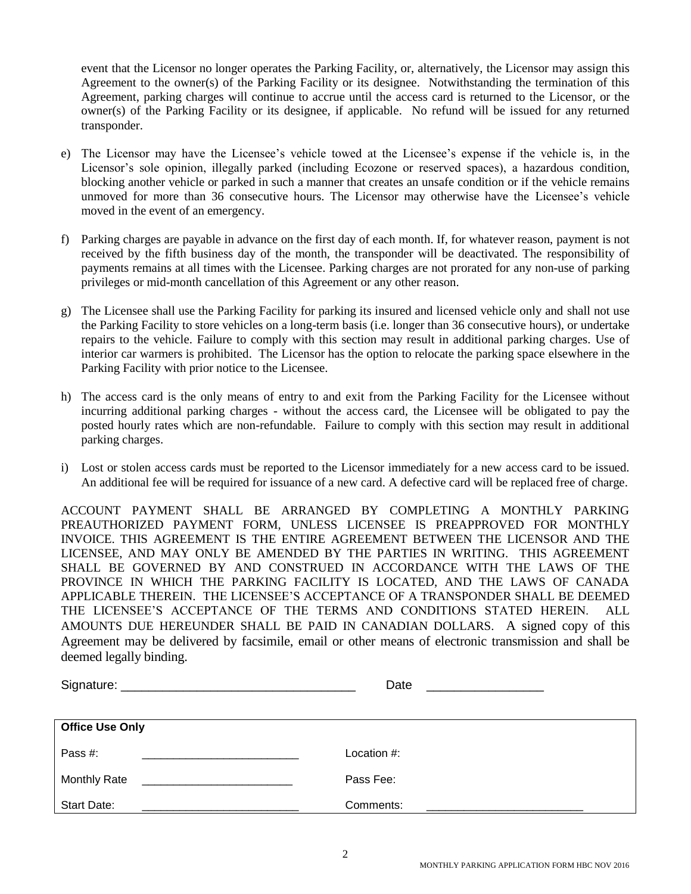event that the Licensor no longer operates the Parking Facility, or, alternatively, the Licensor may assign this Agreement to the owner(s) of the Parking Facility or its designee. Notwithstanding the termination of this Agreement, parking charges will continue to accrue until the access card is returned to the Licensor, or the owner(s) of the Parking Facility or its designee, if applicable. No refund will be issued for any returned transponder.

e) The Licensor may have the Licensee's vehicle towed at the Licensee's expense if the vehicle is, in the Licensor's sole opinion, illegally parked (including Ecozone or reserved spaces), a hazardous condition, blocking another vehicle or parked in such a manner that creates an unsafe condition or if the vehicle remains unmoved for more than 36 consecutive hours. The Licensor may otherwise have the Licensee's vehicle moved in the event of an emergency.

f) Parking charges are payable in advance on the first day of each month. If, for whatever reason, payment is not received by the fifth business day of the month, the transponder will be deactivated. The responsibility of payments remains at all times with the Licensee. Parking charges are not prorated for any non-use of parking privileges or mid-month cancellation of this Agreement or any other reason.

g) The Licensee shall use the Parking Facility for parking its insured and licensed vehicle only and shall not use the Parking Facility to store vehicles on a long-term basis (i.e. longer than 36 consecutive hours), or undertake repairs to the vehicle. Failure to comply with this section may result in additional parking charges. Use of interior car warmers is prohibited. The Licensor has the option to relocate the parking space elsewhere in the Parking Facility with prior notice to the Licensee.

h) The access card is the only means of entry to and exit from the Parking Facility for the Licensee without incurring additional parking charges - without the access card, the Licensee will be obligated to pay the posted hourly rates which are non-refundable. Failure to comply with this section may result in additional parking charges.

i) Lost or stolen access cards must be reported to the Licensor immediately for a new access card to be issued. An additional fee will be required for issuance of a new card. A defective card will be replaced free of charge.

ACCOUNT PAYMENT SHALL BE ARRANGED BY COMPLETING A MONTHLY PARKING PREAUTHORIZED PAYMENT FORM, UNLESS LICENSEE IS PREAPPROVED FOR MONTHLY INVOICE. THIS AGREEMENT IS THE ENTIRE AGREEMENT BETWEEN THE LICENSOR AND THE LICENSEE, AND MAY ONLY BE AMENDED BY THE PARTIES IN WRITING. THIS AGREEMENT SHALL BE GOVERNED BY AND CONSTRUED IN ACCORDANCE WITH THE LAWS OF THE PROVINCE IN WHICH THE PARKING FACILITY IS LOCATED, AND THE LAWS OF CANADA APPLICABLE THEREIN. THE LICENSEE'S ACCEPTANCE OF A TRANSPONDER SHALL BE DEEMED THE LICENSEE'S ACCEPTANCE OF THE TERMS AND CONDITIONS STATED HEREIN. ALL AMOUNTS DUE HEREUNDER SHALL BE PAID IN CANADIAN DOLLARS. A signed copy of this Agreement may be delivered by facsimile, email or other means of electronic transmission and shall be deemed legally binding.

Signature: ______________________________ Date ________________

| **Office Use Only** | | | |
|---|---|---|---|
| Pass #: | ______________________ | Location #: | |
| Monthly Rate | ______________________ | Pass Fee: | |
| Start Date: | ______________________ | Comments: | ______________________ |

MONTHLY PARKING APPLICATION FORM HBC NOV 2016